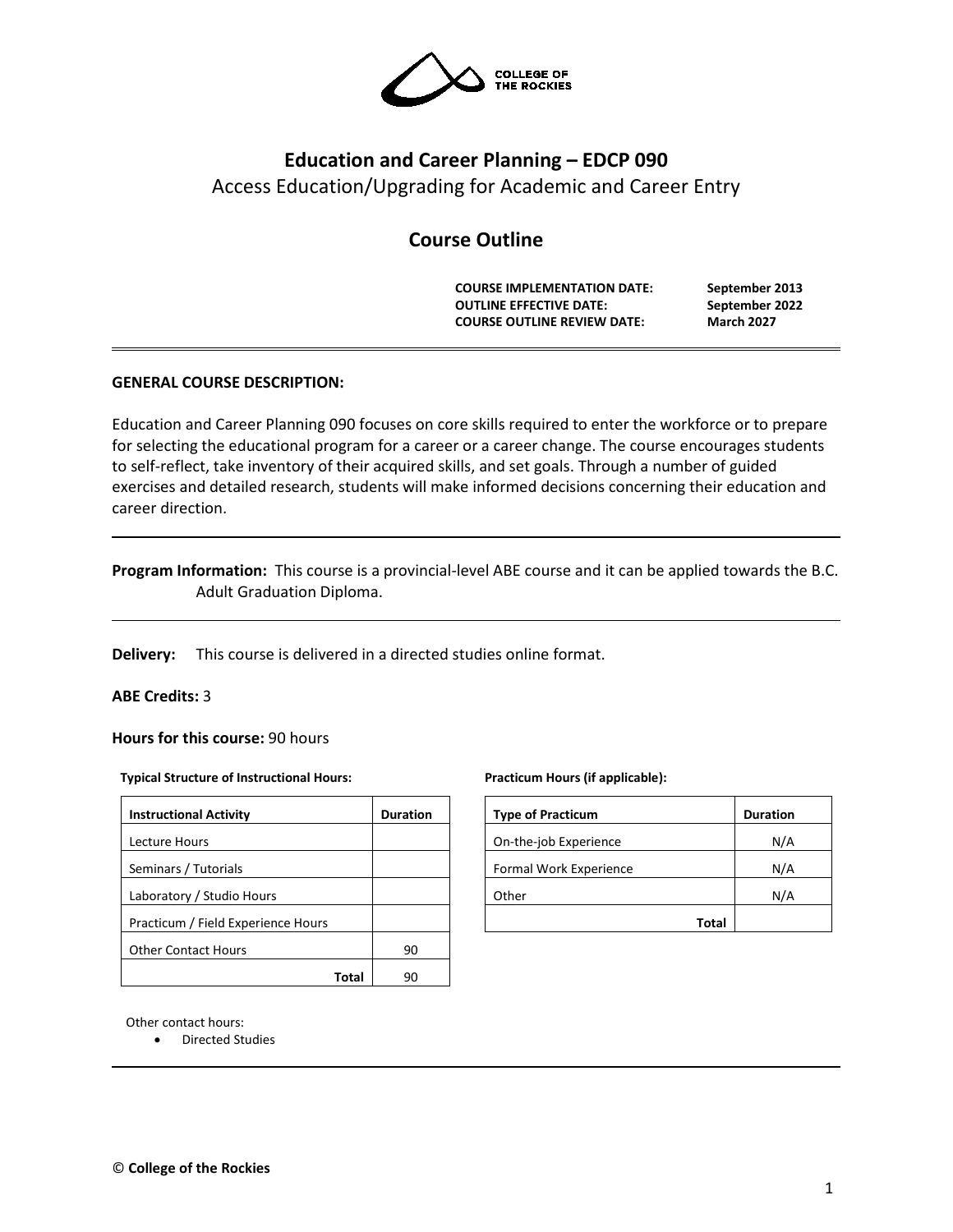# Education and Career Planning – EDCP 090

Access Education/Upgrading for Academic and Career Entry

## Course Outline

| | |
|---|---|
| **COURSE IMPLEMENTATION DATE:** | **September 2013** |
| **OUTLINE EFFECTIVE DATE:** | **September 2022** |
| **COURSE OUTLINE REVIEW DATE:** | **March 2027** |

### GENERAL COURSE DESCRIPTION:

Education and Career Planning 090 focuses on core skills required to enter the workforce or to prepare for selecting the educational program for a career or a career change. The course encourages students to self-reflect, take inventory of their acquired skills, and set goals. Through a number of guided exercises and detailed research, students will make informed decisions concerning their education and career direction.

**Program Information:** This course is a provincial-level ABE course and it can be applied towards the B.C. Adult Graduation Diploma.

**Delivery:** This course is delivered in a directed studies online format.

**ABE Credits:** 3

**Hours for this course:** 90 hours

**Typical Structure of Instructional Hours:**

| Instructional Activity | Duration |
|---|---|
| Lecture Hours | |
| Seminars / Tutorials | |
| Laboratory / Studio Hours | |
| Practicum / Field Experience Hours | |
| Other Contact Hours | 90 |
| **Total** | 90 |

**Practicum Hours (if applicable):**

| Type of Practicum | Duration |
|---|---|
| On-the-job Experience | N/A |
| Formal Work Experience | N/A |
| Other | N/A |
| **Total** | |

Other contact hours:

- Directed Studies

© **College of the Rockies**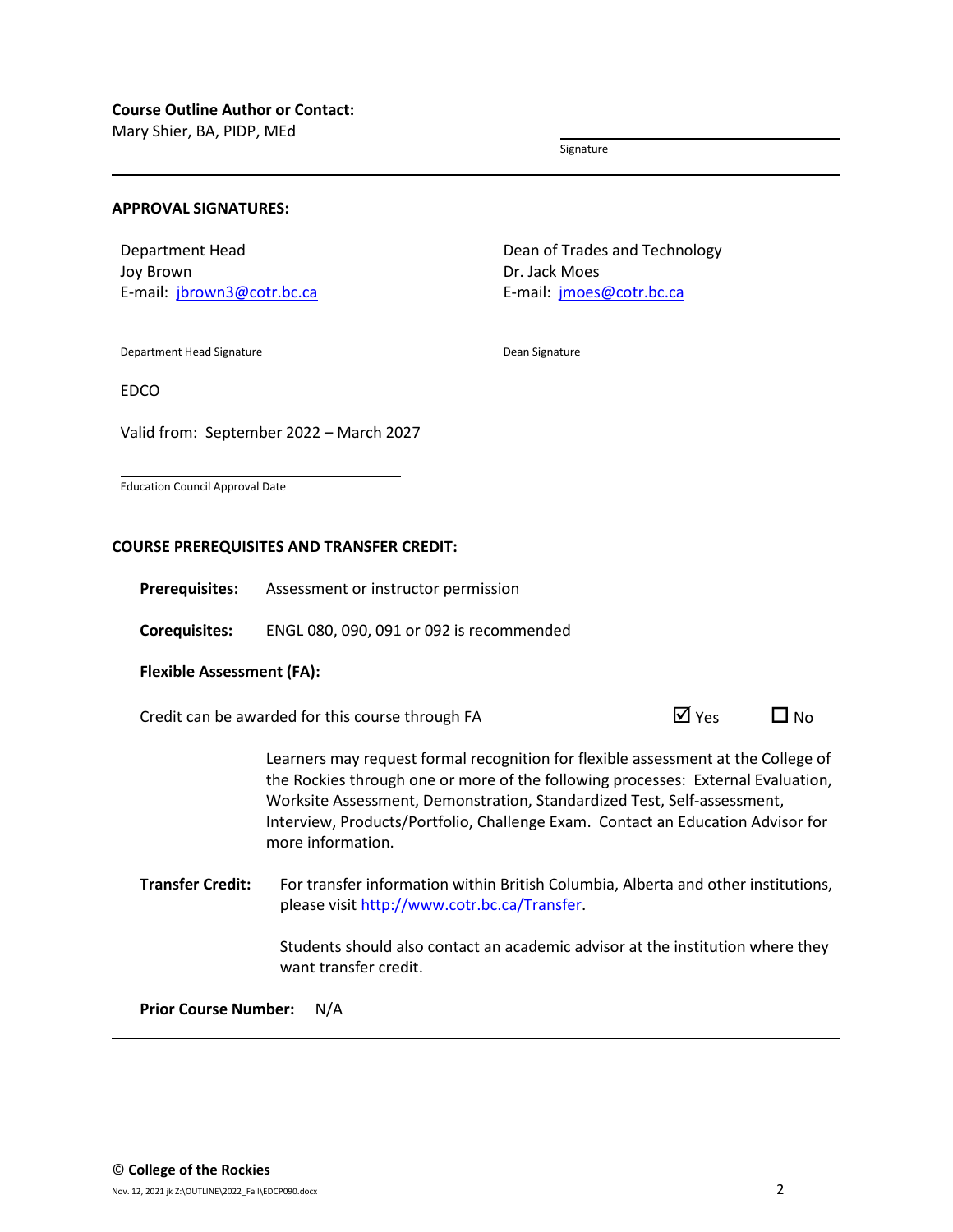**Course Outline Author or Contact:**
Mary Shier, BA, PIDP, MEd

Signature

---

**APPROVAL SIGNATURES:**

Department Head
Joy Brown
E-mail: jbrown3@cotr.bc.ca

Department Head Signature

Dean of Trades and Technology
Dr. Jack Moes
E-mail: jmoes@cotr.bc.ca

Dean Signature

EDCO

Valid from: September 2022 – March 2027

Education Council Approval Date

---

**COURSE PREREQUISITES AND TRANSFER CREDIT:**

**Prerequisites:** Assessment or instructor permission

**Corequisites:** ENGL 080, 090, 091 or 092 is recommended

**Flexible Assessment (FA):**

Credit can be awarded for this course through FA ☑ Yes ☐ No

Learners may request formal recognition for flexible assessment at the College of the Rockies through one or more of the following processes: External Evaluation, Worksite Assessment, Demonstration, Standardized Test, Self-assessment, Interview, Products/Portfolio, Challenge Exam. Contact an Education Advisor for more information.

**Transfer Credit:** For transfer information within British Columbia, Alberta and other institutions, please visit http://www.cotr.bc.ca/Transfer.

Students should also contact an academic advisor at the institution where they want transfer credit.

**Prior Course Number:** N/A

---

© **College of the Rockies**

Nov. 12, 2021 jk Z:\OUTLINE\2022_Fall\EDCP090.docx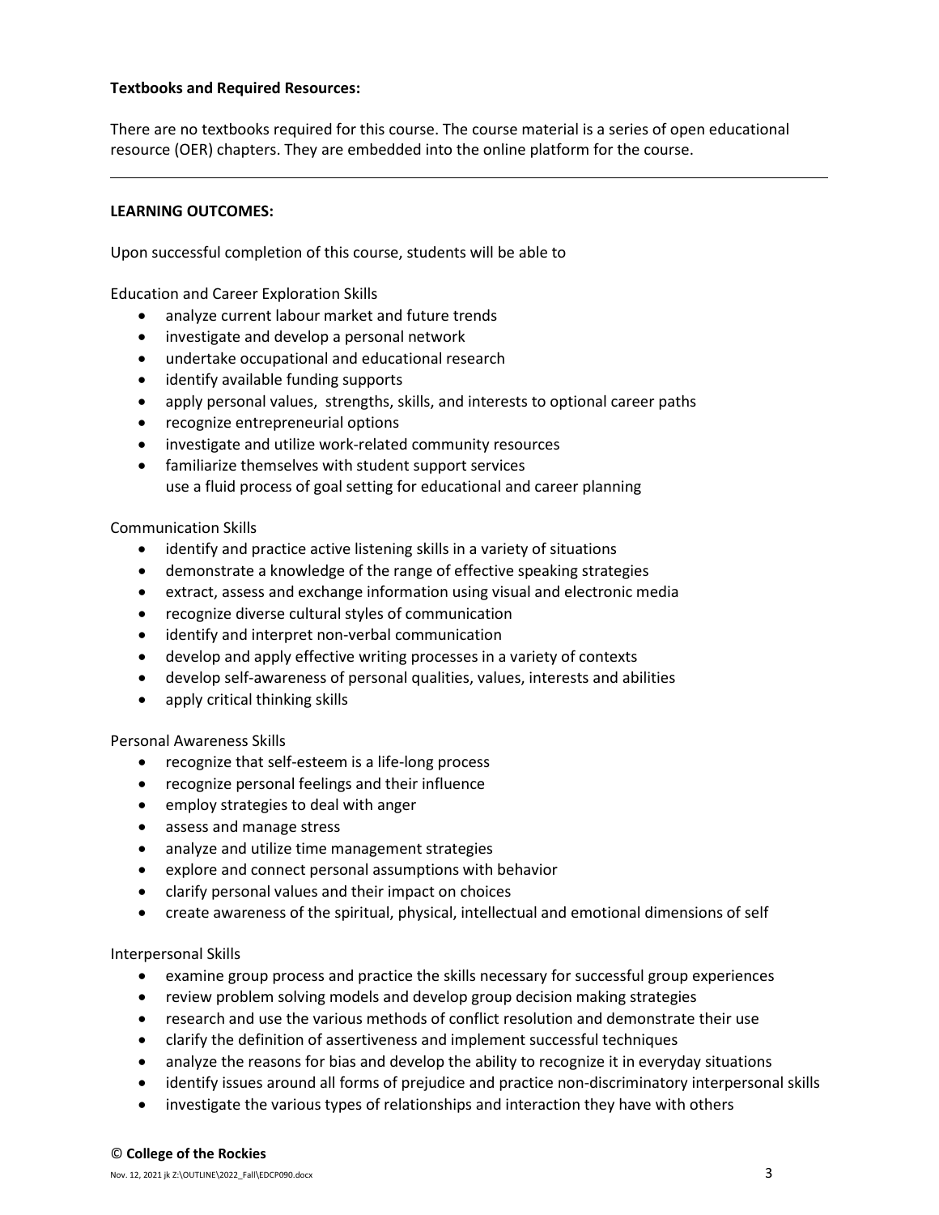**Textbooks and Required Resources:**

There are no textbooks required for this course. The course material is a series of open educational resource (OER) chapters. They are embedded into the online platform for the course.

---

**LEARNING OUTCOMES:**

Upon successful completion of this course, students will be able to

Education and Career Exploration Skills

- analyze current labour market and future trends
- investigate and develop a personal network
- undertake occupational and educational research
- identify available funding supports
- apply personal values, strengths, skills, and interests to optional career paths
- recognize entrepreneurial options
- investigate and utilize work-related community resources
- familiarize themselves with student support services
  use a fluid process of goal setting for educational and career planning

Communication Skills

- identify and practice active listening skills in a variety of situations
- demonstrate a knowledge of the range of effective speaking strategies
- extract, assess and exchange information using visual and electronic media
- recognize diverse cultural styles of communication
- identify and interpret non-verbal communication
- develop and apply effective writing processes in a variety of contexts
- develop self-awareness of personal qualities, values, interests and abilities
- apply critical thinking skills

Personal Awareness Skills

- recognize that self-esteem is a life-long process
- recognize personal feelings and their influence
- employ strategies to deal with anger
- assess and manage stress
- analyze and utilize time management strategies
- explore and connect personal assumptions with behavior
- clarify personal values and their impact on choices
- create awareness of the spiritual, physical, intellectual and emotional dimensions of self

Interpersonal Skills

- examine group process and practice the skills necessary for successful group experiences
- review problem solving models and develop group decision making strategies
- research and use the various methods of conflict resolution and demonstrate their use
- clarify the definition of assertiveness and implement successful techniques
- analyze the reasons for bias and develop the ability to recognize it in everyday situations
- identify issues around all forms of prejudice and practice non-discriminatory interpersonal skills
- investigate the various types of relationships and interaction they have with others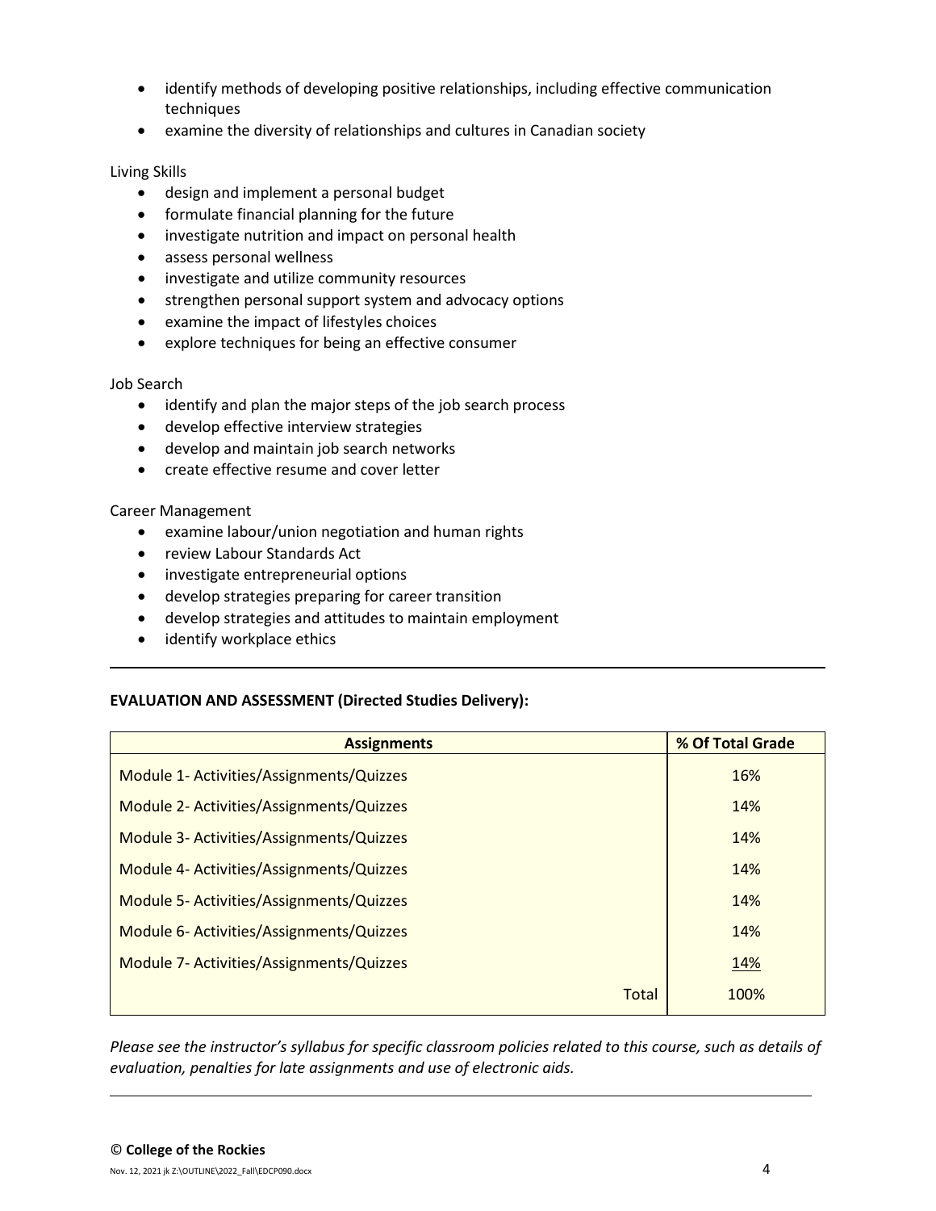- identify methods of developing positive relationships, including effective communication techniques
- examine the diversity of relationships and cultures in Canadian society

Living Skills

- design and implement a personal budget
- formulate financial planning for the future
- investigate nutrition and impact on personal health
- assess personal wellness
- investigate and utilize community resources
- strengthen personal support system and advocacy options
- examine the impact of lifestyles choices
- explore techniques for being an effective consumer

Job Search

- identify and plan the major steps of the job search process
- develop effective interview strategies
- develop and maintain job search networks
- create effective resume and cover letter

Career Management

- examine labour/union negotiation and human rights
- review Labour Standards Act
- investigate entrepreneurial options
- develop strategies preparing for career transition
- develop strategies and attitudes to maintain employment
- identify workplace ethics

---

**EVALUATION AND ASSESSMENT (Directed Studies Delivery):**

| Assignments | % Of Total Grade |
| --- | --- |
| Module 1- Activities/Assignments/Quizzes | 16% |
| Module 2- Activities/Assignments/Quizzes | 14% |
| Module 3- Activities/Assignments/Quizzes | 14% |
| Module 4- Activities/Assignments/Quizzes | 14% |
| Module 5- Activities/Assignments/Quizzes | 14% |
| Module 6- Activities/Assignments/Quizzes | 14% |
| Module 7- Activities/Assignments/Quizzes | 14% |
| Total | 100% |

*Please see the instructor's syllabus for specific classroom policies related to this course, such as details of evaluation, penalties for late assignments and use of electronic aids.*

---

© **College of the Rockies**

Nov. 12, 2021 jk Z:\OUTLINE\2022_Fall\EDCP090.docx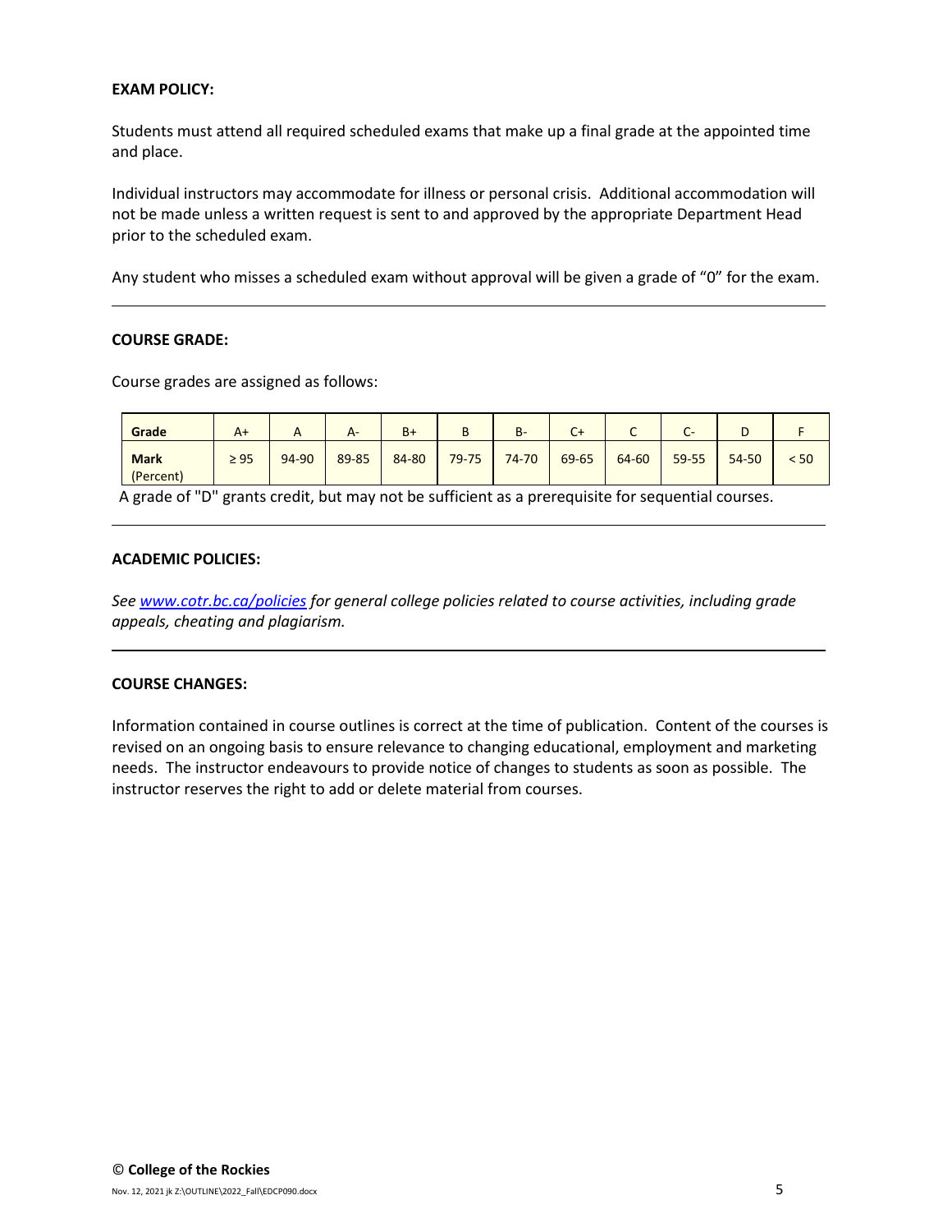**EXAM POLICY:**

Students must attend all required scheduled exams that make up a final grade at the appointed time and place.

Individual instructors may accommodate for illness or personal crisis. Additional accommodation will not be made unless a written request is sent to and approved by the appropriate Department Head prior to the scheduled exam.

Any student who misses a scheduled exam without approval will be given a grade of "0" for the exam.

---

**COURSE GRADE:**

Course grades are assigned as follows:

| Grade | A+ | A | A- | B+ | B | B- | C+ | C | C- | D | F |
|---|---|---|---|---|---|---|---|---|---|---|---|
| **Mark** (Percent) | ≥ 95 | 94-90 | 89-85 | 84-80 | 79-75 | 74-70 | 69-65 | 64-60 | 59-55 | 54-50 | < 50 |

A grade of "D" grants credit, but may not be sufficient as a prerequisite for sequential courses.

---

**ACADEMIC POLICIES:**

*See www.cotr.bc.ca/policies for general college policies related to course activities, including grade appeals, cheating and plagiarism.*

---

**COURSE CHANGES:**

Information contained in course outlines is correct at the time of publication. Content of the courses is revised on an ongoing basis to ensure relevance to changing educational, employment and marketing needs. The instructor endeavours to provide notice of changes to students as soon as possible. The instructor reserves the right to add or delete material from courses.